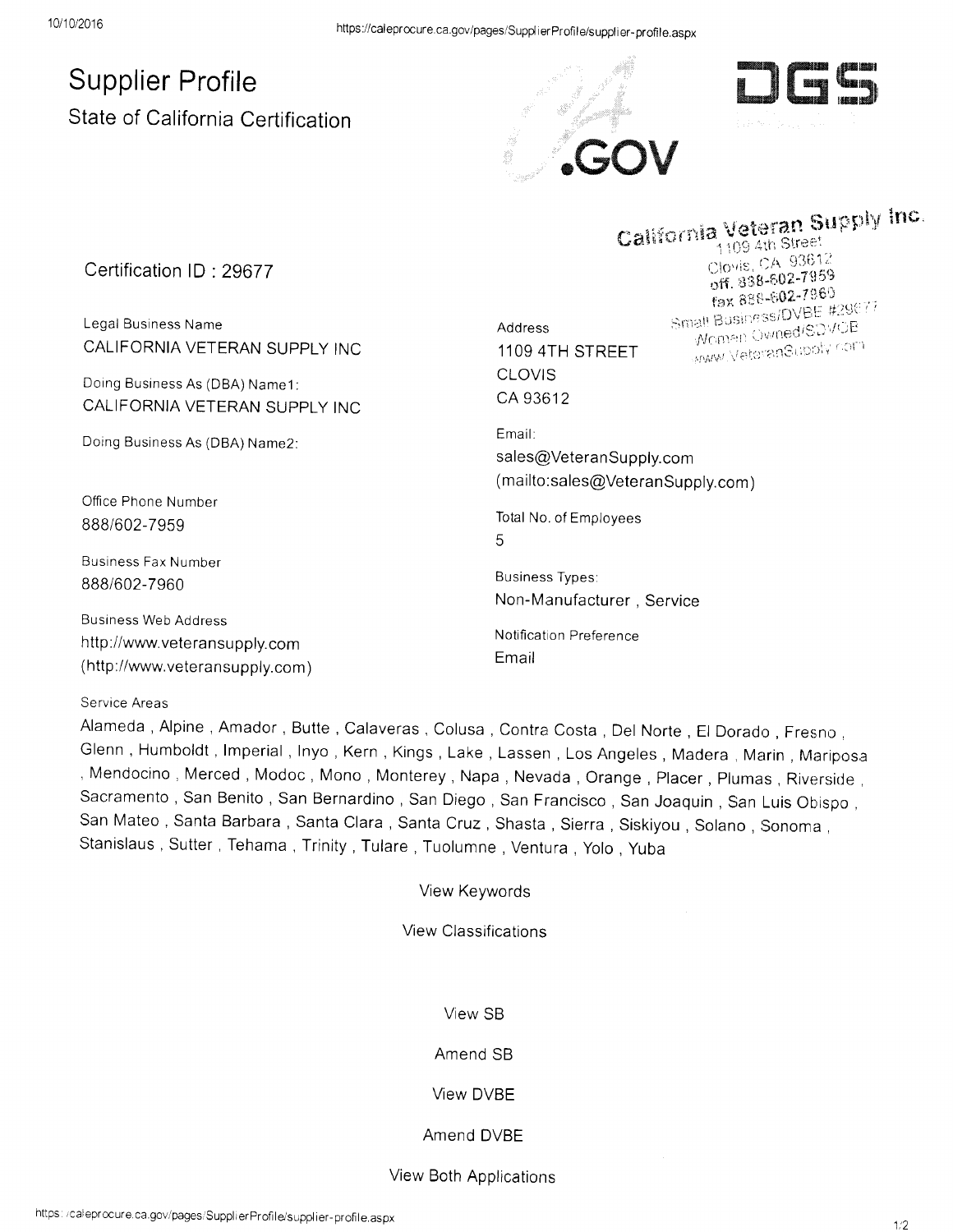# Supplier Profile

## State of California Certification

California Veteran Supply Inc.
1109 4th Street
Clovis, CA 93612
off. 888-602-7959
fax 888-602-7960
Small Business/DVBE #29677
Women Owned/SDVOBE
www.VeteranSupply.com

Certification ID : 29677

Legal Business Name
CALIFORNIA VETERAN SUPPLY INC

Doing Business As (DBA) Name1:
CALIFORNIA VETERAN SUPPLY INC

Doing Business As (DBA) Name2:

Office Phone Number
888/602-7959

Business Fax Number
888/602-7960

Business Web Address
http://www.veteransupply.com
(http://www.veteransupply.com)

Address
1109 4TH STREET
CLOVIS
CA 93612

Email:
sales@VeteranSupply.com
(mailto:sales@VeteranSupply.com)

Total No. of Employees
5

Business Types:
Non-Manufacturer , Service

Notification Preference
Email

Service Areas
Alameda , Alpine , Amador , Butte , Calaveras , Colusa , Contra Costa , Del Norte , El Dorado , Fresno , Glenn , Humboldt , Imperial , Inyo , Kern , Kings , Lake , Lassen , Los Angeles , Madera , Marin , Mariposa , Mendocino , Merced , Modoc , Mono , Monterey , Napa , Nevada , Orange , Placer , Plumas , Riverside , Sacramento , San Benito , San Bernardino , San Diego , San Francisco , San Joaquin , San Luis Obispo , San Mateo , Santa Barbara , Santa Clara , Santa Cruz , Shasta , Sierra , Siskiyou , Solano , Sonoma , Stanislaus , Sutter , Tehama , Trinity , Tulare , Tuolumne , Ventura , Yolo , Yuba

View Keywords

View Classifications

View SB

Amend SB

View DVBE

Amend DVBE

View Both Applications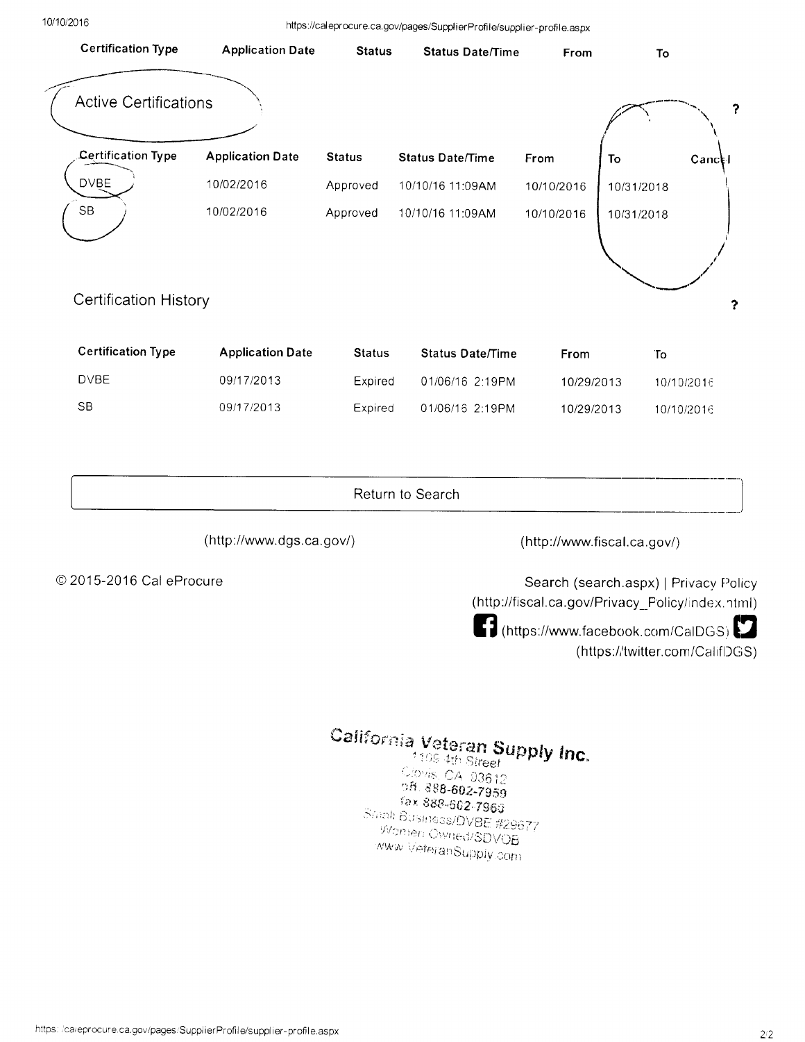| Certification Type | Application Date | Status | Status Date/Time | From | To |
| --- | --- | --- | --- | --- | --- |

## Active Certifications

?

| Certification Type | Application Date | Status | Status Date/Time | From | To | Cancel |
| --- | --- | --- | --- | --- | --- | --- |
| DVBE | 10/02/2016 | Approved | 10/10/16 11:09AM | 10/10/2016 | 10/31/2018 | |
| SB | 10/02/2016 | Approved | 10/10/16 11:09AM | 10/10/2016 | 10/31/2018 | |

## Certification History

?

| Certification Type | Application Date | Status | Status Date/Time | From | To |
| --- | --- | --- | --- | --- | --- |
| DVBE | 09/17/2013 | Expired | 01/06/16 2:19PM | 10/29/2013 | 10/10/2016 |
| SB | 09/17/2013 | Expired | 01/06/16 2:19PM | 10/29/2013 | 10/10/2016 |

Return to Search

(http://www.dgs.ca.gov/) (http://www.fiscal.ca.gov/)

© 2015-2016 Cal eProcure

Search (search.aspx) | Privacy Policy (http://fiscal.ca.gov/Privacy_Policy/index.html)

(https://www.facebook.com/CalDGS) (https://twitter.com/CaliflDGS)

**California Veteran Supply Inc.**
1108 4th Street
Clovis, CA 93612
ph. 888-602-7959
fax 888-602-7960
Small Business/DVBE #29677
Women Owned/SDVOB
www.VeteranSupply.com